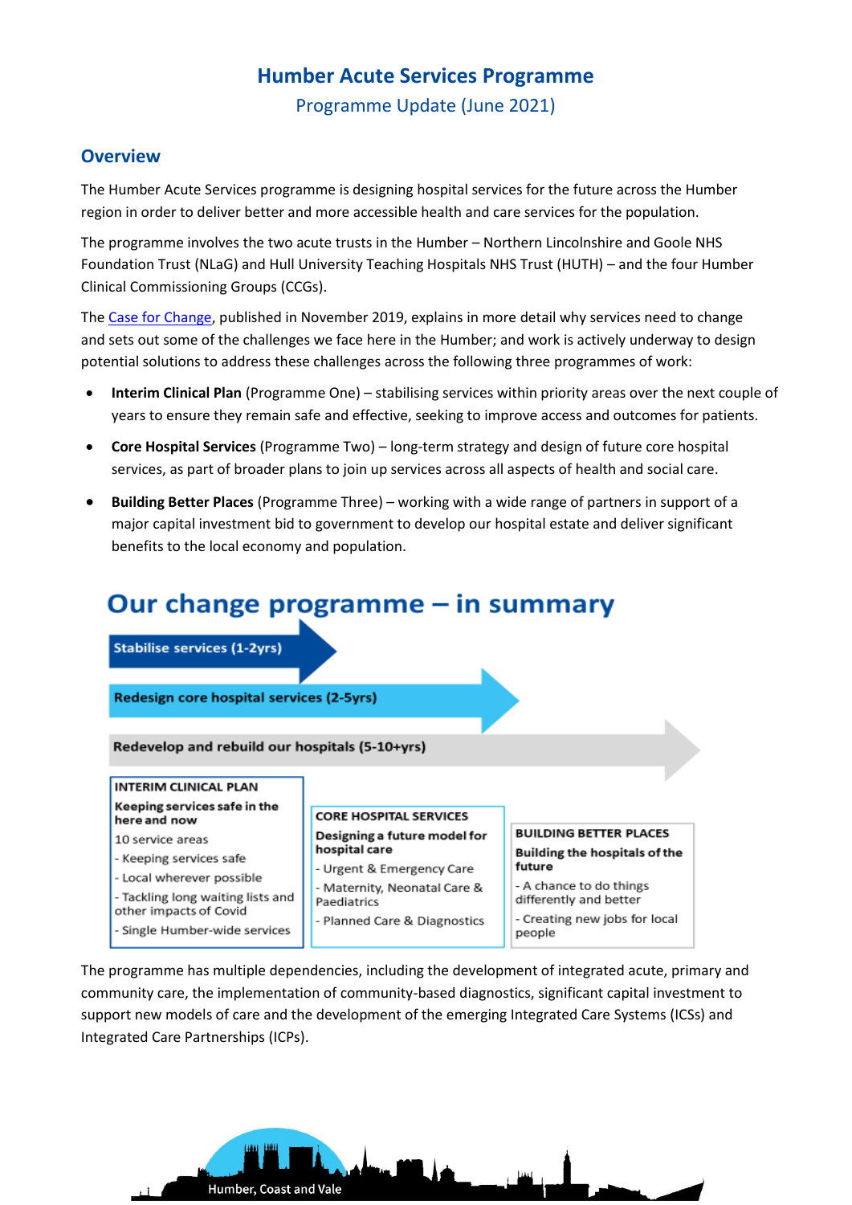# Humber Acute Services Programme

Programme Update (June 2021)

## Overview

The Humber Acute Services programme is designing hospital services for the future across the Humber region in order to deliver better and more accessible health and care services for the population.

The programme involves the two acute trusts in the Humber – Northern Lincolnshire and Goole NHS Foundation Trust (NLaG) and Hull University Teaching Hospitals NHS Trust (HUTH) – and the four Humber Clinical Commissioning Groups (CCGs).

The Case for Change, published in November 2019, explains in more detail why services need to change and sets out some of the challenges we face here in the Humber; and work is actively underway to design potential solutions to address these challenges across the following three programmes of work:

- **Interim Clinical Plan** (Programme One) – stabilising services within priority areas over the next couple of years to ensure they remain safe and effective, seeking to improve access and outcomes for patients.
- **Core Hospital Services** (Programme Two) – long-term strategy and design of future core hospital services, as part of broader plans to join up services across all aspects of health and social care.
- **Building Better Places** (Programme Three) – working with a wide range of partners in support of a major capital investment bid to government to develop our hospital estate and deliver significant benefits to the local economy and population.

## Our change programme – in summary

- **Stabilise services (1-2yrs)**
- **Redesign core hospital services (2-5yrs)**
- **Redevelop and rebuild our hospitals (5-10+yrs)**

**INTERIM CLINICAL PLAN**
**Keeping services safe in the here and now**
10 service areas
- Keeping services safe
- Local wherever possible
- Tackling long waiting lists and other impacts of Covid
- Single Humber-wide services

**CORE HOSPITAL SERVICES**
**Designing a future model for hospital care**
- Urgent & Emergency Care
- Maternity, Neonatal Care & Paediatrics
- Planned Care & Diagnostics

**BUILDING BETTER PLACES**
**Building the hospitals of the future**
- A chance to do things differently and better
- Creating new jobs for local people

The programme has multiple dependencies, including the development of integrated acute, primary and community care, the implementation of community-based diagnostics, significant capital investment to support new models of care and the development of the emerging Integrated Care Systems (ICSs) and Integrated Care Partnerships (ICPs).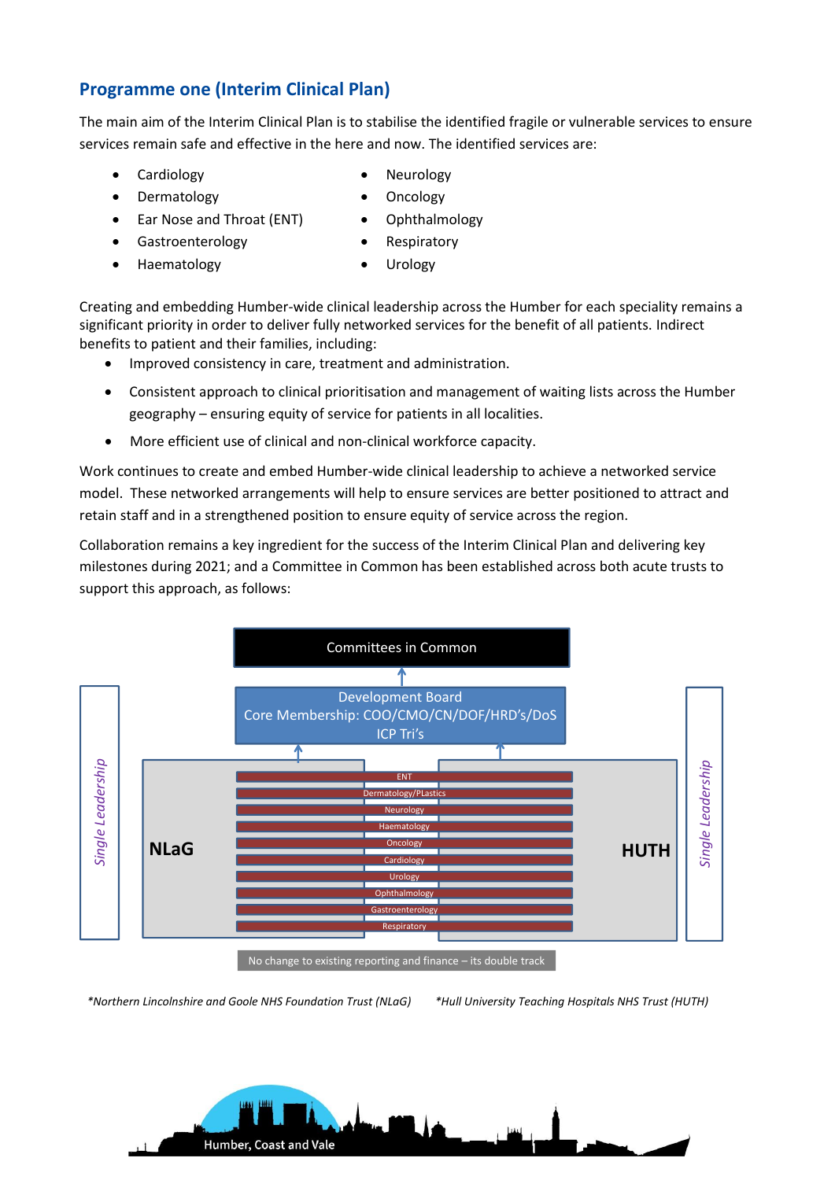## Programme one (Interim Clinical Plan)

The main aim of the Interim Clinical Plan is to stabilise the identified fragile or vulnerable services to ensure services remain safe and effective in the here and now. The identified services are:

- Cardiology
- Dermatology
- Ear Nose and Throat (ENT)
- Gastroenterology
- Haematology
- Neurology
- Oncology
- Ophthalmology
- Respiratory
- Urology

Creating and embedding Humber-wide clinical leadership across the Humber for each speciality remains a significant priority in order to deliver fully networked services for the benefit of all patients. Indirect benefits to patient and their families, including:

- Improved consistency in care, treatment and administration.
- Consistent approach to clinical prioritisation and management of waiting lists across the Humber geography – ensuring equity of service for patients in all localities.
- More efficient use of clinical and non-clinical workforce capacity.

Work continues to create and embed Humber-wide clinical leadership to achieve a networked service model. These networked arrangements will help to ensure services are better positioned to attract and retain staff and in a strengthened position to ensure equity of service across the region.

Collaboration remains a key ingredient for the success of the Interim Clinical Plan and delivering key milestones during 2021; and a Committee in Common has been established across both acute trusts to support this approach, as follows:

Committees in Common

Development Board
Core Membership: COO/CMO/CN/DOF/HRD's/DoS
ICP Tri's

*Single Leadership* | **NLaG** | ENT, Dermatology/PLastics, Neurology, Haematology, Oncology, Cardiology, Urology, Ophthalmology, Gastroenterology, Respiratory | **HUTH** | *Single Leadership*

No change to existing reporting and finance – its double track

*\*Northern Lincolnshire and Goole NHS Foundation Trust (NLaG)* *\*Hull University Teaching Hospitals NHS Trust (HUTH)*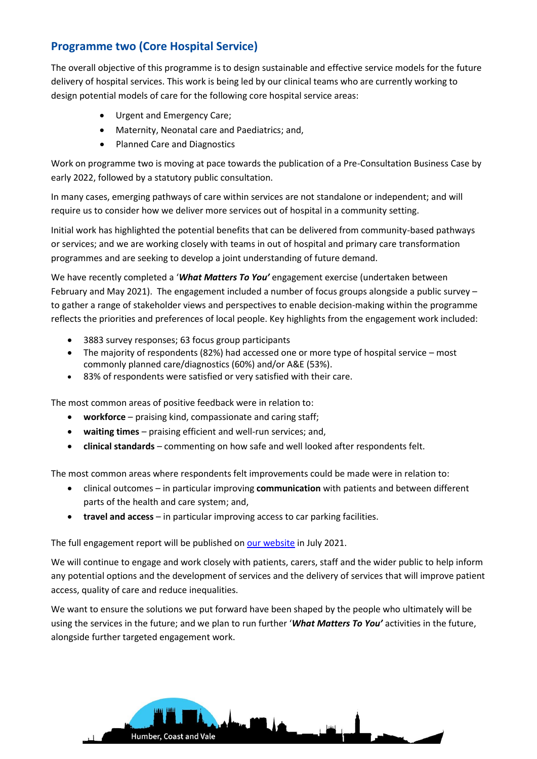## Programme two (Core Hospital Service)

The overall objective of this programme is to design sustainable and effective service models for the future delivery of hospital services. This work is being led by our clinical teams who are currently working to design potential models of care for the following core hospital service areas:

- Urgent and Emergency Care;
- Maternity, Neonatal care and Paediatrics; and,
- Planned Care and Diagnostics

Work on programme two is moving at pace towards the publication of a Pre-Consultation Business Case by early 2022, followed by a statutory public consultation.

In many cases, emerging pathways of care within services are not standalone or independent; and will require us to consider how we deliver more services out of hospital in a community setting.

Initial work has highlighted the potential benefits that can be delivered from community-based pathways or services; and we are working closely with teams in out of hospital and primary care transformation programmes and are seeking to develop a joint understanding of future demand.

We have recently completed a '***What Matters To You'*** engagement exercise (undertaken between February and May 2021). The engagement included a number of focus groups alongside a public survey – to gather a range of stakeholder views and perspectives to enable decision-making within the programme reflects the priorities and preferences of local people. Key highlights from the engagement work included:

- 3883 survey responses; 63 focus group participants
- The majority of respondents (82%) had accessed one or more type of hospital service – most commonly planned care/diagnostics (60%) and/or A&E (53%).
- 83% of respondents were satisfied or very satisfied with their care.

The most common areas of positive feedback were in relation to:

- **workforce** – praising kind, compassionate and caring staff;
- **waiting times** – praising efficient and well-run services; and,
- **clinical standards** – commenting on how safe and well looked after respondents felt.

The most common areas where respondents felt improvements could be made were in relation to:

- clinical outcomes – in particular improving **communication** with patients and between different parts of the health and care system; and,
- **travel and access** – in particular improving access to car parking facilities.

The full engagement report will be published on our website in July 2021.

We will continue to engage and work closely with patients, carers, staff and the wider public to help inform any potential options and the development of services and the delivery of services that will improve patient access, quality of care and reduce inequalities.

We want to ensure the solutions we put forward have been shaped by the people who ultimately will be using the services in the future; and we plan to run further '***What Matters To You'*** activities in the future, alongside further targeted engagement work.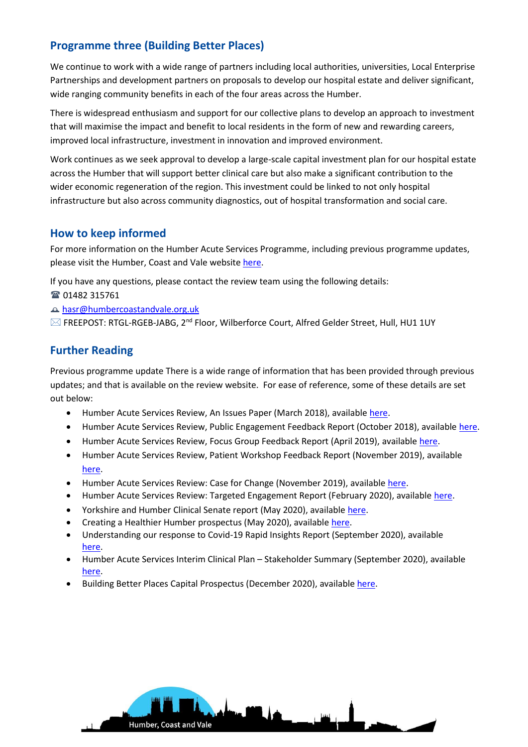## Programme three (Building Better Places)

We continue to work with a wide range of partners including local authorities, universities, Local Enterprise Partnerships and development partners on proposals to develop our hospital estate and deliver significant, wide ranging community benefits in each of the four areas across the Humber.

There is widespread enthusiasm and support for our collective plans to develop an approach to investment that will maximise the impact and benefit to local residents in the form of new and rewarding careers, improved local infrastructure, investment in innovation and improved environment.

Work continues as we seek approval to develop a large-scale capital investment plan for our hospital estate across the Humber that will support better clinical care but also make a significant contribution to the wider economic regeneration of the region. This investment could be linked to not only hospital infrastructure but also across community diagnostics, out of hospital transformation and social care.

## How to keep informed

For more information on the Humber Acute Services Programme, including previous programme updates, please visit the Humber, Coast and Vale website here.

If you have any questions, please contact the review team using the following details:

☎ 01482 315761

hasr@humbercoastandvale.org.uk

✉ FREEPOST: RTGL-RGEB-JABG, 2nd Floor, Wilberforce Court, Alfred Gelder Street, Hull, HU1 1UY

## Further Reading

Previous programme update There is a wide range of information that has been provided through previous updates; and that is available on the review website. For ease of reference, some of these details are set out below:

- Humber Acute Services Review, An Issues Paper (March 2018), available here.
- Humber Acute Services Review, Public Engagement Feedback Report (October 2018), available here.
- Humber Acute Services Review, Focus Group Feedback Report (April 2019), available here.
- Humber Acute Services Review, Patient Workshop Feedback Report (November 2019), available here.
- Humber Acute Services Review: Case for Change (November 2019), available here.
- Humber Acute Services Review: Targeted Engagement Report (February 2020), available here.
- Yorkshire and Humber Clinical Senate report (May 2020), available here.
- Creating a Healthier Humber prospectus (May 2020), available here.
- Understanding our response to Covid-19 Rapid Insights Report (September 2020), available here.
- Humber Acute Services Interim Clinical Plan – Stakeholder Summary (September 2020), available here.
- Building Better Places Capital Prospectus (December 2020), available here.